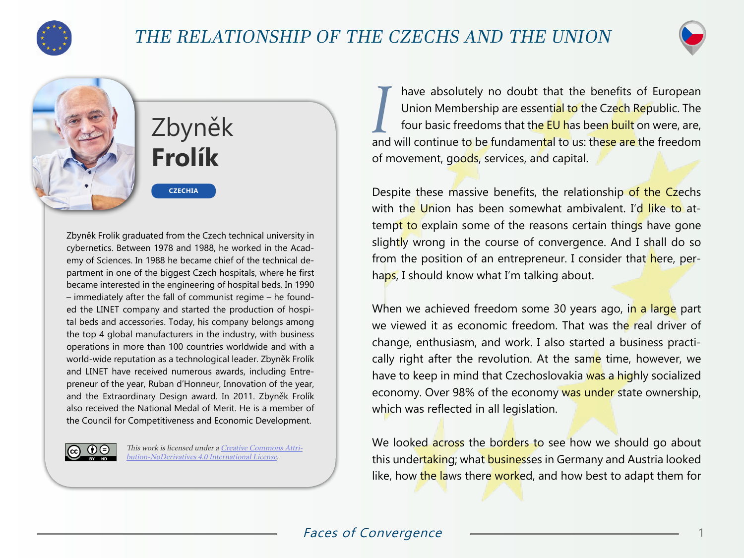# THE RELATIONSHIP OF THE CZECHS AND THE UNION

## Zbyněk **Frolík**

CZECHIA

Zbyněk Frolík graduated from the Czech technical university in cybernetics. Between 1978 and 1988, he worked in the Academy of Sciences. In 1988 he became chief of the technical department in one of the biggest Czech hospitals, where he first became interested in the engineering of hospital beds. In 1990 – immediately after the fall of communist regime – he founded the LINET company and started the production of hospital beds and accessories. Today, his company belongs among the top 4 global manufacturers in the industry, with business operations in more than 100 countries worldwide and with a world-wide reputation as a technological leader. Zbyněk Frolík and LINET have received numerous awards, including Entrepreneur of the year, Ruban d'Honneur, Innovation of the year, and the Extraordinary Design award. In 2011. Zbyněk Frolík also received the National Medal of Merit. He is a member of the Council for Competitiveness and Economic Development.

*This work is licensed under a [Creative Commons Attribution-NoDerivatives 4.0 International License](https://creativecommons.org/licenses/by-nd/4.0/).*

I have absolutely no doubt that the benefits of European Union Membership are essential to the Czech Republic. The four basic freedoms that the EU has been built on were, are, and will continue to be fundamental to us: these are the freedom of movement, goods, services, and capital.

Despite these massive benefits, the relationship of the Czechs with the Union has been somewhat ambivalent. I'd like to attempt to explain some of the reasons certain things have gone slightly wrong in the course of convergence. And I shall do so from the position of an entrepreneur. I consider that here, perhaps, I should know what I'm talking about.

When we achieved freedom some 30 years ago, in a large part we viewed it as economic freedom. That was the real driver of change, enthusiasm, and work. I also started a business practically right after the revolution. At the same time, however, we have to keep in mind that Czechoslovakia was a highly socialized economy. Over 98% of the economy was under state ownership, which was reflected in all legislation.

We looked across the borders to see how we should go about this undertaking; what businesses in Germany and Austria looked like, how the laws there worked, and how best to adapt them for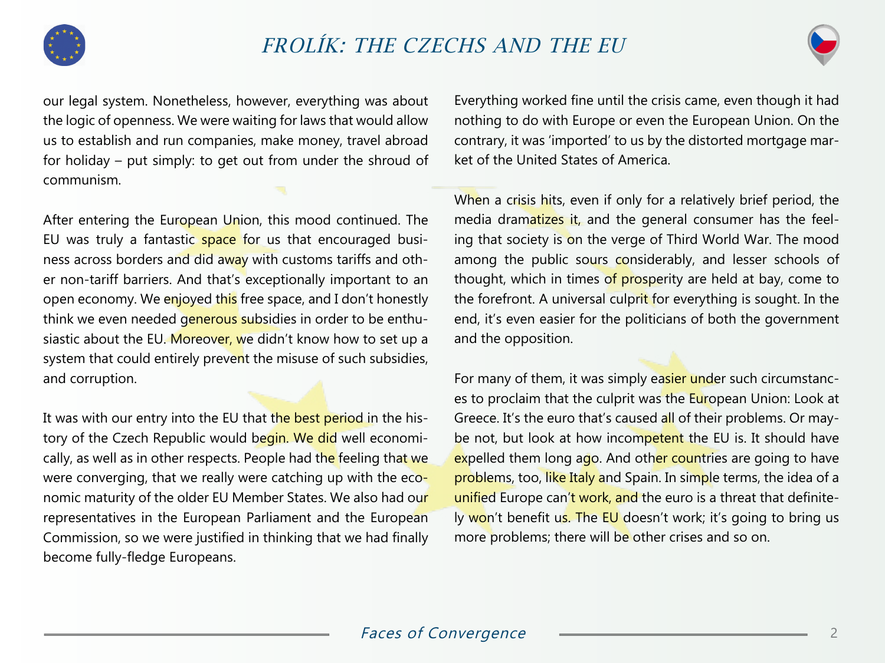our legal system. Nonetheless, however, everything was about the logic of openness. We were waiting for laws that would allow us to establish and run companies, make money, travel abroad for holiday – put simply: to get out from under the shroud of communism.

After entering the European Union, this mood continued. The EU was truly a fantastic space for us that encouraged business across borders and did away with customs tariffs and other non-tariff barriers. And that's exceptionally important to an open economy. We enjoyed this free space, and I don't honestly think we even needed generous subsidies in order to be enthusiastic about the EU. Moreover, we didn't know how to set up a system that could entirely prevent the misuse of such subsidies, and corruption.

It was with our entry into the EU that the best period in the history of the Czech Republic would begin. We did well economically, as well as in other respects. People had the feeling that we were converging, that we really were catching up with the economic maturity of the older EU Member States. We also had our representatives in the European Parliament and the European Commission, so we were justified in thinking that we had finally become fully-fledge Europeans.

Everything worked fine until the crisis came, even though it had nothing to do with Europe or even the European Union. On the contrary, it was 'imported' to us by the distorted mortgage market of the United States of America.

When a crisis hits, even if only for a relatively brief period, the media dramatizes it, and the general consumer has the feeling that society is on the verge of Third World War. The mood among the public sours considerably, and lesser schools of thought, which in times of prosperity are held at bay, come to the forefront. A universal culprit for everything is sought. In the end, it's even easier for the politicians of both the government and the opposition.

For many of them, it was simply easier under such circumstances to proclaim that the culprit was the European Union: Look at Greece. It's the euro that's caused all of their problems. Or maybe not, but look at how incompetent the EU is. It should have expelled them long ago. And other countries are going to have problems, too, like Italy and Spain. In simple terms, the idea of a unified Europe can't work, and the euro is a threat that definitely won't benefit us. The EU doesn't work; it's going to bring us more problems; there will be other crises and so on.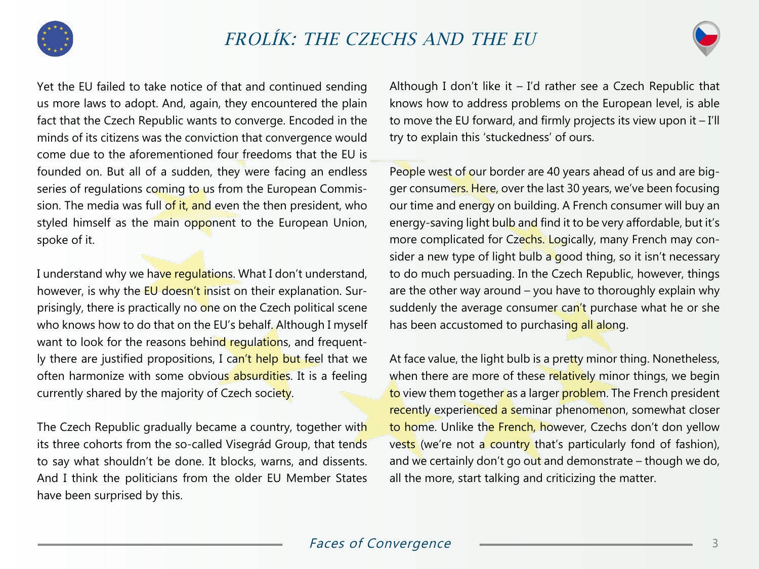Yet the EU failed to take notice of that and continued sending us more laws to adopt. And, again, they encountered the plain fact that the Czech Republic wants to converge. Encoded in the minds of its citizens was the conviction that convergence would come due to the aforementioned four freedoms that the EU is founded on. But all of a sudden, they were facing an endless series of regulations coming to us from the European Commission. The media was full of it, and even the then president, who styled himself as the main opponent to the European Union, spoke of it.

I understand why we have regulations. What I don't understand, however, is why the EU doesn't insist on their explanation. Surprisingly, there is practically no one on the Czech political scene who knows how to do that on the EU's behalf. Although I myself want to look for the reasons behind regulations, and frequently there are justified propositions, I can't help but feel that we often harmonize with some obvious absurdities. It is a feeling currently shared by the majority of Czech society.

The Czech Republic gradually became a country, together with its three cohorts from the so-called Visegrád Group, that tends to say what shouldn't be done. It blocks, warns, and dissents. And I think the politicians from the older EU Member States have been surprised by this.

Although I don't like it – I'd rather see a Czech Republic that knows how to address problems on the European level, is able to move the EU forward, and firmly projects its view upon it – I'll try to explain this 'stuckedness' of ours.

People west of our border are 40 years ahead of us and are bigger consumers. Here, over the last 30 years, we've been focusing our time and energy on building. A French consumer will buy an energy-saving light bulb and find it to be very affordable, but it's more complicated for Czechs. Logically, many French may consider a new type of light bulb a good thing, so it isn't necessary to do much persuading. In the Czech Republic, however, things are the other way around – you have to thoroughly explain why suddenly the average consumer can't purchase what he or she has been accustomed to purchasing all along.

At face value, the light bulb is a pretty minor thing. Nonetheless, when there are more of these relatively minor things, we begin to view them together as a larger problem. The French president recently experienced a seminar phenomenon, somewhat closer to home. Unlike the French, however, Czechs don't don yellow vests (we're not a country that's particularly fond of fashion), and we certainly don't go out and demonstrate – though we do, all the more, start talking and criticizing the matter.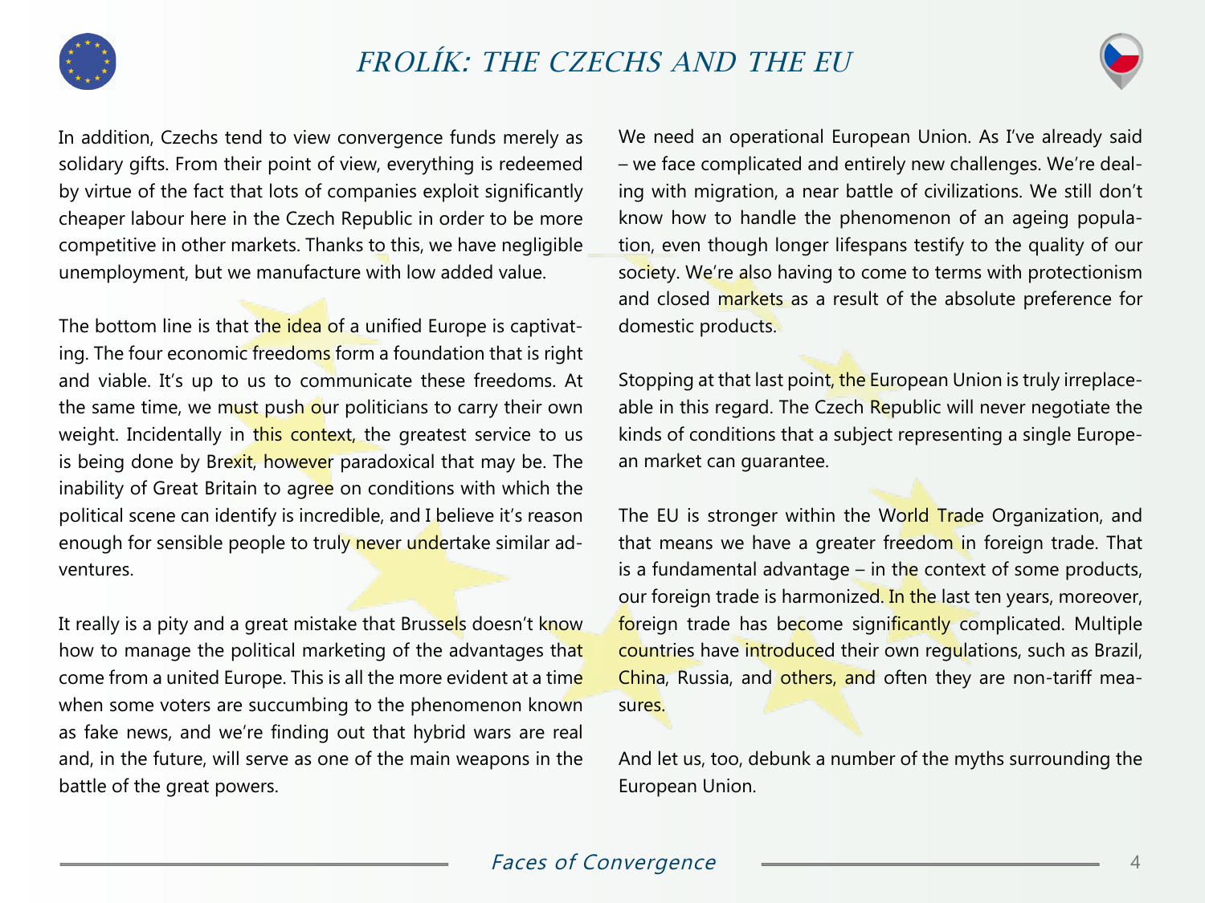In addition, Czechs tend to view convergence funds merely as solidary gifts. From their point of view, everything is redeemed by virtue of the fact that lots of companies exploit significantly cheaper labour here in the Czech Republic in order to be more competitive in other markets. Thanks to this, we have negligible unemployment, but we manufacture with low added value.

The bottom line is that the idea of a unified Europe is captivating. The four economic freedoms form a foundation that is right and viable. It's up to us to communicate these freedoms. At the same time, we must push our politicians to carry their own weight. Incidentally in this context, the greatest service to us is being done by Brexit, however paradoxical that may be. The inability of Great Britain to agree on conditions with which the political scene can identify is incredible, and I believe it's reason enough for sensible people to truly never undertake similar adventures.

It really is a pity and a great mistake that Brussels doesn't know how to manage the political marketing of the advantages that come from a united Europe. This is all the more evident at a time when some voters are succumbing to the phenomenon known as fake news, and we're finding out that hybrid wars are real and, in the future, will serve as one of the main weapons in the battle of the great powers.

We need an operational European Union. As I've already said – we face complicated and entirely new challenges. We're dealing with migration, a near battle of civilizations. We still don't know how to handle the phenomenon of an ageing population, even though longer lifespans testify to the quality of our society. We're also having to come to terms with protectionism and closed markets as a result of the absolute preference for domestic products.

Stopping at that last point, the European Union is truly irreplaceable in this regard. The Czech Republic will never negotiate the kinds of conditions that a subject representing a single European market can guarantee.

The EU is stronger within the World Trade Organization, and that means we have a greater freedom in foreign trade. That is a fundamental advantage – in the context of some products, our foreign trade is harmonized. In the last ten years, moreover, foreign trade has become significantly complicated. Multiple countries have introduced their own regulations, such as Brazil, China, Russia, and others, and often they are non-tariff measures.

And let us, too, debunk a number of the myths surrounding the European Union.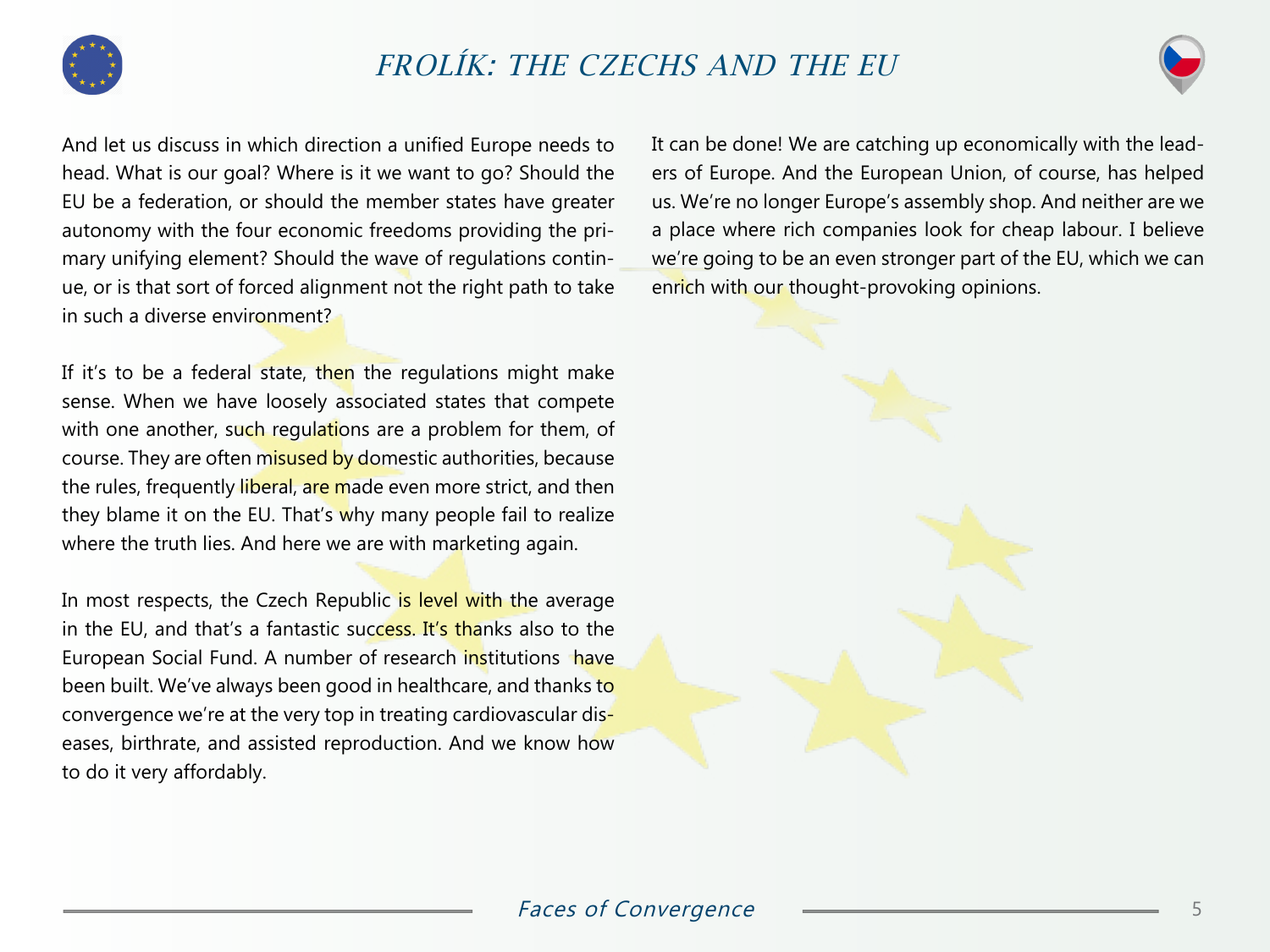And let us discuss in which direction a unified Europe needs to head. What is our goal? Where is it we want to go? Should the EU be a federation, or should the member states have greater autonomy with the four economic freedoms providing the primary unifying element? Should the wave of regulations continue, or is that sort of forced alignment not the right path to take in such a diverse environment?

If it's to be a federal state, then the regulations might make sense. When we have loosely associated states that compete with one another, such regulations are a problem for them, of course. They are often misused by domestic authorities, because the rules, frequently liberal, are made even more strict, and then they blame it on the EU. That's why many people fail to realize where the truth lies. And here we are with marketing again.

In most respects, the Czech Republic is level with the average in the EU, and that's a fantastic success. It's thanks also to the European Social Fund. A number of research institutions have been built. We've always been good in healthcare, and thanks to convergence we're at the very top in treating cardiovascular diseases, birthrate, and assisted reproduction. And we know how to do it very affordably.

It can be done! We are catching up economically with the leaders of Europe. And the European Union, of course, has helped us. We're no longer Europe's assembly shop. And neither are we a place where rich companies look for cheap labour. I believe we're going to be an even stronger part of the EU, which we can enrich with our thought-provoking opinions.